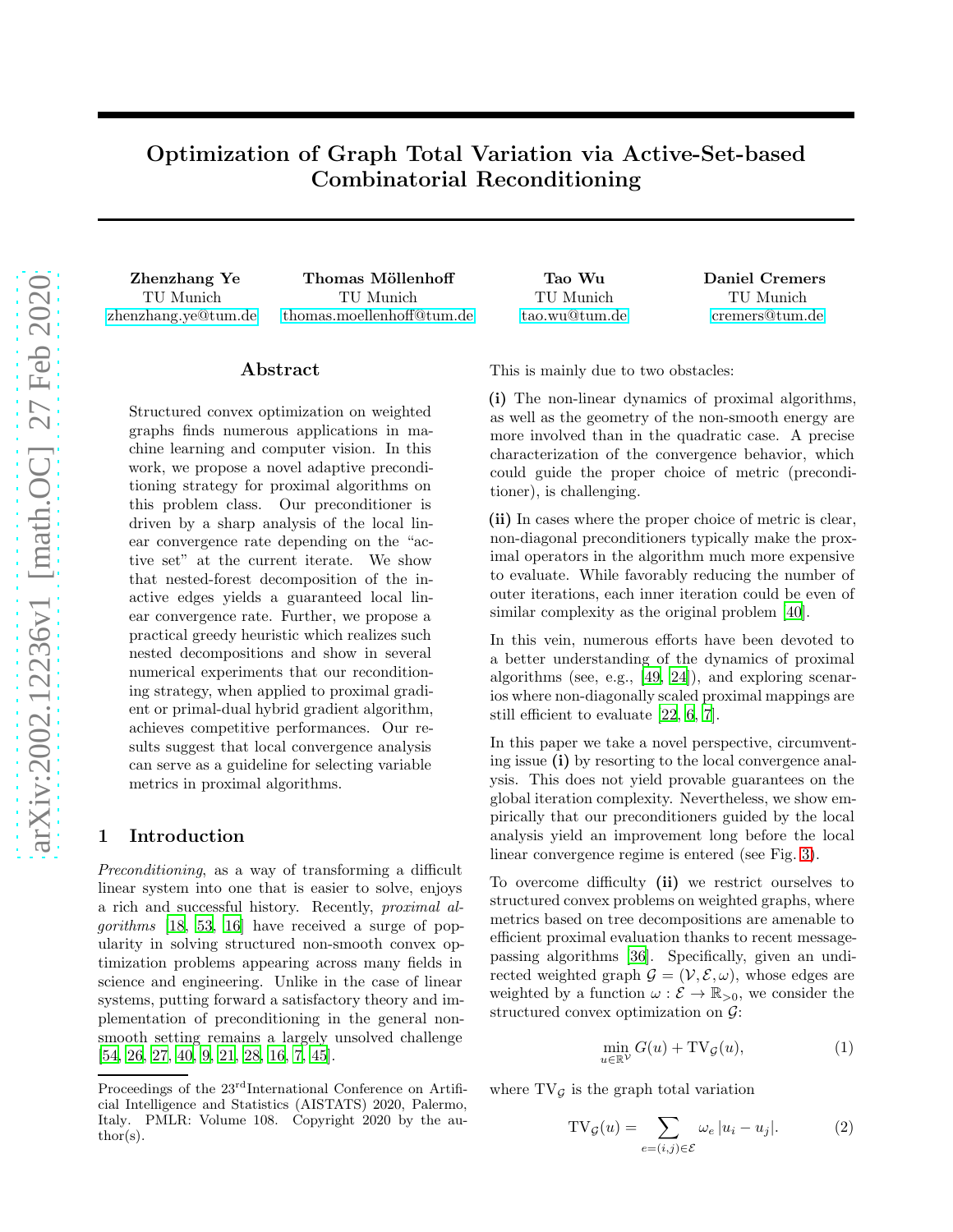# Optimization of Graph Total Variation via Active-Set-based Combinatorial Reconditioning

**Zhenzhang Ye**
TU Munich
zhenzhang.ye@tum.de

**Thomas Möllenhoff**
TU Munich
thomas.moellenhoff@tum.de

**Tao Wu**
TU Munich
tao.wu@tum.de

**Daniel Cremers**
TU Munich
cremers@tum.de

## Abstract

Structured convex optimization on weighted graphs finds numerous applications in machine learning and computer vision. In this work, we propose a novel adaptive preconditioning strategy for proximal algorithms on this problem class. Our preconditioner is driven by a sharp analysis of the local linear convergence rate depending on the "active set" at the current iterate. We show that nested-forest decomposition of the inactive edges yields a guaranteed local linear convergence rate. Further, we propose a practical greedy heuristic which realizes such nested decompositions and show in several numerical experiments that our reconditioning strategy, when applied to proximal gradient or primal-dual hybrid gradient algorithm, achieves competitive performances. Our results suggest that local convergence analysis can serve as a guideline for selecting variable metrics in proximal algorithms.

## 1 Introduction

*Preconditioning*, as a way of transforming a difficult linear system into one that is easier to solve, enjoys a rich and successful history. Recently, *proximal algorithms* [18, 53, 16] have received a surge of popularity in solving structured non-smooth convex optimization problems appearing across many fields in science and engineering. Unlike in the case of linear systems, putting forward a satisfactory theory and implementation of preconditioning in the general non-smooth setting remains a largely unsolved challenge [54, 26, 27, 40, 9, 21, 28, 16, 7, 45].

This is mainly due to two obstacles:

**(i)** The non-linear dynamics of proximal algorithms, as well as the geometry of the non-smooth energy are more involved than in the quadratic case. A precise characterization of the convergence behavior, which could guide the proper choice of metric (preconditioner), is challenging.

**(ii)** In cases where the proper choice of metric is clear, non-diagonal preconditioners typically make the proximal operators in the algorithm much more expensive to evaluate. While favorably reducing the number of outer iterations, each inner iteration could be even of similar complexity as the original problem [40].

In this vein, numerous efforts have been devoted to a better understanding of the dynamics of proximal algorithms (see, e.g., [49, 24]), and exploring scenarios where non-diagonally scaled proximal mappings are still efficient to evaluate [22, 6, 7].

In this paper we take a novel perspective, circumventing issue **(i)** by resorting to the local convergence analysis. This does not yield provable guarantees on the global iteration complexity. Nevertheless, we show empirically that our preconditioners guided by the local analysis yield an improvement long before the local linear convergence regime is entered (see Fig. 3).

To overcome difficulty **(ii)** we restrict ourselves to structured convex problems on weighted graphs, where metrics based on tree decompositions are amenable to efficient proximal evaluation thanks to recent message-passing algorithms [36]. Specifically, given an undirected weighted graph $\mathcal{G} = (\mathcal{V}, \mathcal{E}, \omega)$, whose edges are weighted by a function $\omega : \mathcal{E} \to \mathbb{R}_{>0}$, we consider the structured convex optimization on $\mathcal{G}$:

$$\min_{u \in \mathbb{R}^{\mathcal{V}}} G(u) + \mathrm{TV}_{\mathcal{G}}(u), \tag{1}$$

where $\mathrm{TV}_{\mathcal{G}}$ is the graph total variation

$$\mathrm{TV}_{\mathcal{G}}(u) = \sum_{e=(i,j) \in \mathcal{E}} \omega_e \, |u_i - u_j|. \tag{2}$$

Proceedings of the 23[rd] International Conference on Artificial Intelligence and Statistics (AISTATS) 2020, Palermo, Italy. PMLR: Volume 108. Copyright 2020 by the author(s).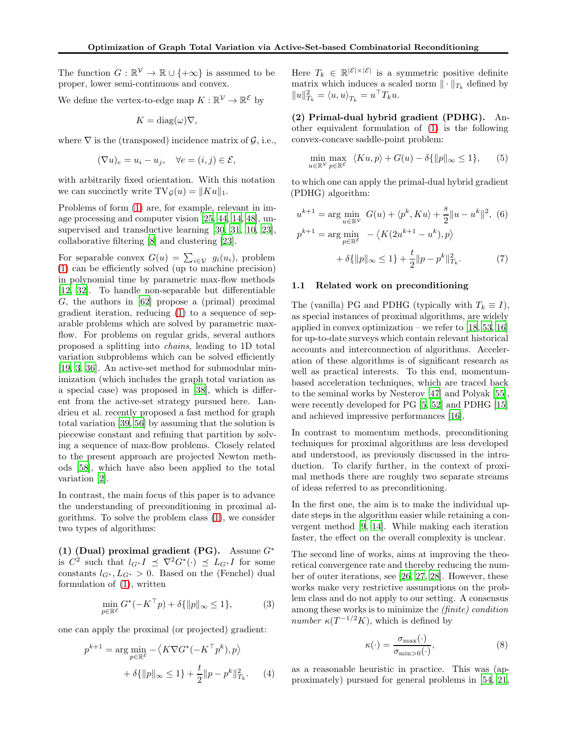The function $G : \mathbb{R}^{\mathcal{V}} \to \mathbb{R} \cup \{+\infty\}$ is assumed to be proper, lower semi-continuous and convex.

We define the vertex-to-edge map $K : \mathbb{R}^{\mathcal{V}} \to \mathbb{R}^{\mathcal{E}}$ by

$$K = \operatorname{diag}(\omega)\nabla,$$

where $\nabla$ is the (transposed) incidence matrix of $\mathcal{G}$, i.e.,

$$(\nabla u)_e = u_i - u_j, \quad \forall e = (i, j) \in \mathcal{E},$$

with arbitrarily fixed orientation. With this notation we can succinctly write $\mathrm{TV}_{\mathcal{G}}(u) = \|Ku\|_1$.

Problems of form (1) are, for example, relevant in image processing and computer vision [25, 44, 14, 48], unsupervised and transductive learning [30, 31, 10, 23], collaborative filtering [8] and clustering [23].

For separable convex $G(u) = \sum_{i \in \mathcal{V}} g_i(u_i)$, problem (1) can be efficiently solved (up to machine precision) in polynomial time by parametric max-flow methods [12, 32]. To handle non-separable but differentiable $G$, the authors in [62] propose a (primal) proximal gradient iteration, reducing (1) to a sequence of separable problems which are solved by parametric max-flow. For problems on regular grids, several authors proposed a splitting into *chains*, leading to 1D total variation subproblems which can be solved efficiently [19, 3, 36]. An active-set method for submodular minimization (which includes the graph total variation as a special case) was proposed in [38], which is different from the active-set strategy pursued here. Landrieu et al. recently proposed a fast method for graph total variation [39, 56] by assuming that the solution is piecewise constant and refining that partition by solving a sequence of max-flow problems. Closely related to the present approach are projected Newton methods [58], which have also been applied to the total variation [2].

In contrast, the main focus of this paper is to advance the understanding of preconditioning in proximal algorithms. To solve the problem class (1), we consider two types of algorithms:

**(1) (Dual) proximal gradient (PG).** Assume $G^*$ is $C^2$ such that $l_{G^*} I \preceq \nabla^2 G^*(\cdot) \preceq L_{G^*} I$ for some constants $l_{G^*}, L_{G^*} > 0$. Based on the (Fenchel) dual formulation of (1), written

$$\min_{p \in \mathbb{R}^{\mathcal{E}}} G^*(-K^\top p) + \delta\{\|p\|_\infty \leq 1\}, \tag{3}$$

one can apply the proximal (or projected) gradient:

$$\begin{aligned} p^{k+1} = \arg\min_{p \in \mathbb{R}^{\mathcal{E}}} & -\left\langle K \nabla G^*(-K^\top p^k), p \right\rangle \\ & + \delta\{\|p\|_\infty \leq 1\} + \frac{t}{2}\|p - p^k\|^2_{T_k}. \end{aligned} \tag{4}$$

Here $T_k \in \mathbb{R}^{|\mathcal{E}| \times |\mathcal{E}|}$ is a symmetric positive definite matrix which induces a scaled norm $\|\cdot\|_{T_k}$ defined by $\|u\|^2_{T_k} = \langle u, u \rangle_{T_k} = u^\top T_k u$.

**(2) Primal-dual hybrid gradient (PDHG).** Another equivalent formulation of (1) is the following convex-concave saddle-point problem:

$$\min_{u \in \mathbb{R}^{\mathcal{V}}} \max_{p \in \mathbb{R}^{\mathcal{E}}} \ \langle Ku, p \rangle + G(u) - \delta\{\|p\|_\infty \leq 1\}, \tag{5}$$

to which one can apply the primal-dual hybrid gradient (PDHG) algorithm:

$$u^{k+1} = \arg\min_{u \in \mathbb{R}^{\mathcal{V}}} \ G(u) + \langle p^k, Ku \rangle + \frac{s}{2}\|u - u^k\|^2, \tag{6}$$

$$\begin{aligned} p^{k+1} = \arg\min_{p \in \mathbb{R}^{\mathcal{E}}} & \ -\left\langle K(2u^{k+1} - u^k), p \right\rangle \\ & + \delta\{\|p\|_\infty \leq 1\} + \frac{t}{2}\|p - p^k\|^2_{T_k}. \end{aligned} \tag{7}$$

### 1.1 Related work on preconditioning

The (vanilla) PG and PDHG (typically with $T_k \equiv I$), as special instances of proximal algorithms, are widely applied in convex optimization – we refer to [18, 53, 16] for up-to-date surveys which contain relevant historical accounts and interconnection of algorithms. Acceleration of these algorithms is of significant research as well as practical interests. To this end, momentum-based acceleration techniques, which are traced back to the seminal works by Nesterov [47] and Polyak [55], were recently developed for PG [5, 52] and PDHG [15] and achieved impressive performances [16].

In contrast to momentum methods, preconditioning techniques for proximal algorithms are less developed and understood, as previously discussed in the introduction. To clarify further, in the context of proximal methods there are roughly two separate streams of ideas referred to as preconditioning.

In the first one, the aim is to make the individual update steps in the algorithm easier while retaining a convergent method [9, 14]. While making each iteration faster, the effect on the overall complexity is unclear.

The second line of works, aims at improving the theoretical convergence rate and thereby reducing the number of outer iterations, see [26, 27, 28]. However, these works make very restrictive assumptions on the problem class and do not apply to our setting. A consensus among these works is to minimize the *(finite) condition number* $\kappa(T^{-1/2}K)$, which is defined by

$$\kappa(\cdot) = \frac{\sigma_{\max}(\cdot)}{\sigma_{\min > 0}(\cdot)}, \tag{8}$$

as a reasonable heuristic in practice. This was (approximately) pursued for general problems in [54, 21,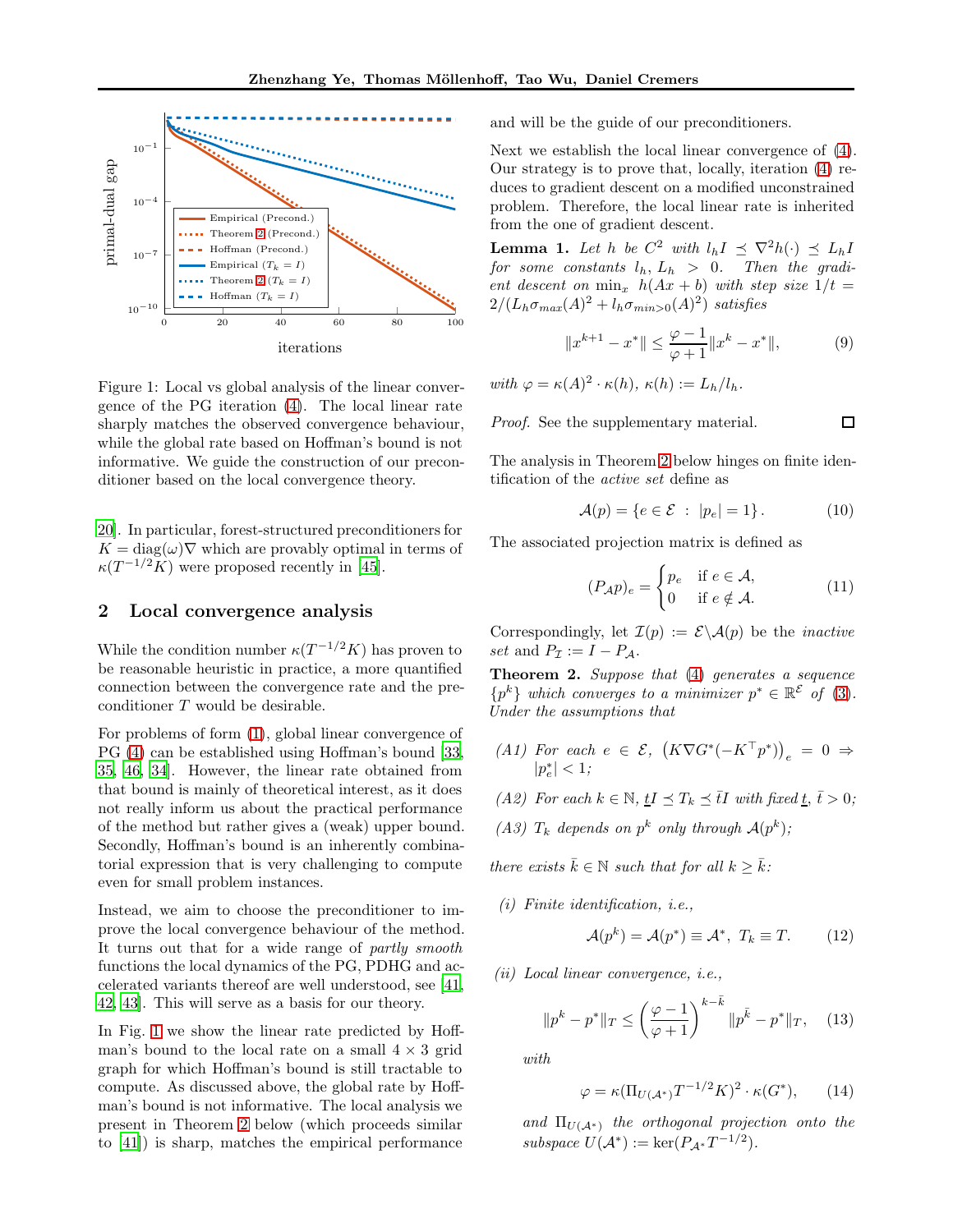Figure 1: Local vs global analysis of the linear convergence of the PG iteration (4). The local linear rate sharply matches the observed convergence behaviour, while the global rate based on Hoffman's bound is not informative. We guide the construction of our preconditioner based on the local convergence theory.

20]. In particular, forest-structured preconditioners for $K = \operatorname{diag}(\omega)\nabla$ which are provably optimal in terms of $\kappa(T^{-1/2}K)$ were proposed recently in [45].

## 2 Local convergence analysis

While the condition number $\kappa(T^{-1/2}K)$ has proven to be reasonable heuristic in practice, a more quantified connection between the convergence rate and the preconditioner $T$ would be desirable.

For problems of form (1), global linear convergence of PG (4) can be established using Hoffman's bound [33, 35, 46, 34]. However, the linear rate obtained from that bound is mainly of theoretical interest, as it does not really inform us about the practical performance of the method but rather gives a (weak) upper bound. Secondly, Hoffman's bound is an inherently combinatorial expression that is very challenging to compute even for small problem instances.

Instead, we aim to choose the preconditioner to improve the local convergence behaviour of the method. It turns out that for a wide range of *partly smooth* functions the local dynamics of the PG, PDHG and accelerated variants thereof are well understood, see [41, 42, 43]. This will serve as a basis for our theory.

In Fig. 1 we show the linear rate predicted by Hoffman's bound to the local rate on a small $4 \times 3$ grid graph for which Hoffman's bound is still tractable to compute. As discussed above, the global rate by Hoffman's bound is not informative. The local analysis we present in Theorem 2 below (which proceeds similar to [41]) is sharp, matches the empirical performance and will be the guide of our preconditioners.

Next we establish the local linear convergence of (4). Our strategy is to prove that, locally, iteration (4) reduces to gradient descent on a modified unconstrained problem. Therefore, the local linear rate is inherited from the one of gradient descent.

**Lemma 1.** *Let $h$ be $C^2$ with $l_h I \preceq \nabla^2 h(\cdot) \preceq L_h I$ for some constants $l_h, L_h > 0$. Then the gradient descent on $\min_x \; h(Ax+b)$ with step size $1/t = 2/(L_h \sigma_{max}(A)^2 + l_h \sigma_{min>0}(A)^2)$ satisfies*

$$\|x^{k+1} - x^*\| \leq \frac{\varphi - 1}{\varphi + 1} \|x^k - x^*\|, \tag{9}$$

*with $\varphi = \kappa(A)^2 \cdot \kappa(h)$, $\kappa(h) := L_h / l_h$.*

*Proof.* See the supplementary material. $\square$

The analysis in Theorem 2 below hinges on finite identification of the *active set* define as

$$\mathcal{A}(p) = \{e \in \mathcal{E} \;:\; |p_e| = 1\}. \tag{10}$$

The associated projection matrix is defined as

$$(P_{\mathcal{A}} p)_e = \begin{cases} p_e & \text{if } e \in \mathcal{A}, \\ 0 & \text{if } e \notin \mathcal{A}. \end{cases} \tag{11}$$

Correspondingly, let $\mathcal{I}(p) := \mathcal{E} \backslash \mathcal{A}(p)$ be the *inactive* set and $P_{\mathcal{I}} := I - P_{\mathcal{A}}$.

**Theorem 2.** *Suppose that (4) generates a sequence $\{p^k\}$ which converges to a minimizer $p^* \in \mathbb{R}^{\mathcal{E}}$ of (3). Under the assumptions that*

*(A1) For each $e \in \mathcal{E}$, $\left(K \nabla G^*(-K^\top p^*)\right)_e = 0 \Rightarrow |p^*_e| < 1$;*

*(A2) For each $k \in \mathbb{N}$, $\underline{t} I \preceq T_k \preceq \bar{t} I$ with fixed $\underline{t}$, $\bar{t} > 0$;*

*(A3) $T_k$ depends on $p^k$ only through $\mathcal{A}(p^k)$;*

*there exists $\bar{k} \in \mathbb{N}$ such that for all $k \geq \bar{k}$:*

*(i) Finite identification, i.e.,*

$$\mathcal{A}(p^k) = \mathcal{A}(p^*) \equiv \mathcal{A}^*, \;\; T_k \equiv T. \tag{12}$$

*(ii) Local linear convergence, i.e.,*

$$\|p^k - p^*\|_T \leq \left(\frac{\varphi - 1}{\varphi + 1}\right)^{k - \bar{k}} \|p^{\bar{k}} - p^*\|_T, \tag{13}$$

*with*

$$\varphi = \kappa(\Pi_{U(\mathcal{A}^*)} T^{-1/2} K)^2 \cdot \kappa(G^*), \tag{14}$$

*and $\Pi_{U(\mathcal{A}^*)}$ the orthogonal projection onto the subspace $U(\mathcal{A}^*) := \ker(P_{\mathcal{A}^*} T^{-1/2})$.*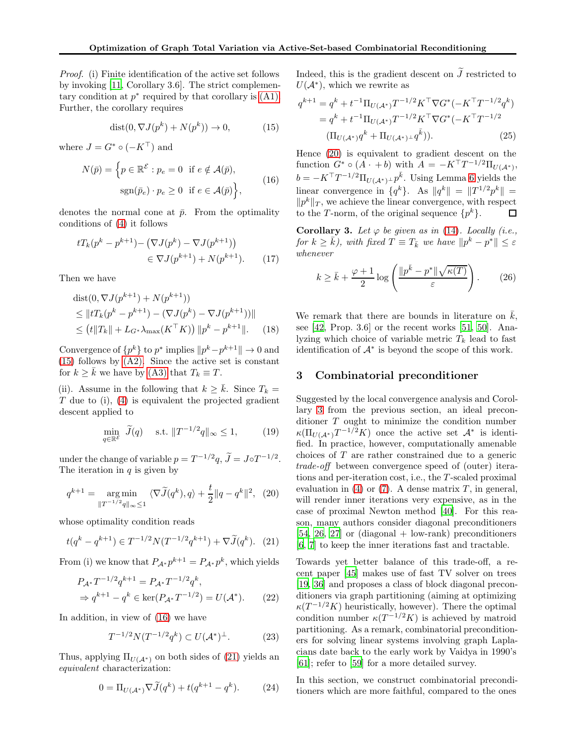*Proof.* (i) Finite identification of the active set follows by invoking [11, Corollary 3.6]. The strict complementary condition at $p^*$ required by that corollary is (A1). Further, the corollary requires

$$\operatorname{dist}(0, \nabla J(p^k) + N(p^k)) \to 0, \tag{15}$$

where $J = G^* \circ (-K^\top)$ and

$$N(\bar{p}) = \Big\{ p \in \mathbb{R}^{\mathcal{E}} : p_e = 0 \;\text{ if } e \notin \mathcal{A}(\bar{p}), \quad \operatorname{sgn}(\bar{p}_e) \cdot p_e \geq 0 \;\text{ if } e \in \mathcal{A}(\bar{p}) \Big\}, \tag{16}$$

denotes the normal cone at $\bar{p}$. From the optimality conditions of (4) it follows

$$tT_k(p^k - p^{k+1}) - \big(\nabla J(p^k) - \nabla J(p^{k+1})\big) \in \nabla J(p^{k+1}) + N(p^{k+1}). \tag{17}$$

Then we have

$$\begin{aligned}
&\operatorname{dist}(0, \nabla J(p^{k+1}) + N(p^{k+1})) \\
&\leq \|tT_k(p^k - p^{k+1}) - (\nabla J(p^k) - \nabla J(p^{k+1}))\| \\
&\leq \big(t\|T_k\| + L_{G^*}\lambda_{\max}(K^\top K)\big)\, \|p^k - p^{k+1}\|.
\end{aligned} \tag{18}$$

Convergence of $\{p^k\}$ to $p^*$ implies $\|p^k - p^{k+1}\| \to 0$ and (15) follows by (A2). Since the active set is constant for $k \geq \bar{k}$ we have by (A3) that $T_k \equiv T$.

(ii). Assume in the following that $k \geq \bar{k}$. Since $T_k = T$ due to (i), (4) is equivalent the projected gradient descent applied to

$$\min_{q \in \mathbb{R}^{\mathcal{E}}} \widetilde{J}(q) \quad \text{ s.t. } \|T^{-1/2}q\|_\infty \leq 1, \tag{19}$$

under the change of variable $p = T^{-1/2}q$, $\widetilde{J} = J \circ T^{-1/2}$. The iteration in $q$ is given by

$$q^{k+1} = \operatorname*{arg\,min}_{\|T^{-1/2}q\|_\infty \leq 1} \langle \nabla \widetilde{J}(q^k), q \rangle + \frac{t}{2}\|q - q^k\|^2, \tag{20}$$

whose optimality condition reads

$$t(q^k - q^{k+1}) \in T^{-1/2}N(T^{-1/2}q^{k+1}) + \nabla \widetilde{J}(q^k). \tag{21}$$

From (i) we know that $P_{\mathcal{A}^*}p^{k+1} = P_{\mathcal{A}^*}p^k$, which yields

$$\begin{aligned}
&P_{\mathcal{A}^*}T^{-1/2}q^{k+1} = P_{\mathcal{A}^*}T^{-1/2}q^k, \\
&\Rightarrow q^{k+1} - q^k \in \ker(P_{\mathcal{A}^*}T^{-1/2}) = U(\mathcal{A}^*).
\end{aligned} \tag{22}$$

In addition, in view of (16) we have

$$T^{-1/2}N(T^{-1/2}q^k) \subset U(\mathcal{A}^*)^\perp. \tag{23}$$

Thus, applying $\Pi_{U(\mathcal{A}^*)}$ on both sides of (21) yields an *equivalent* characterization:

$$0 = \Pi_{U(\mathcal{A}^*)}\nabla \widetilde{J}(q^k) + t(q^{k+1} - q^k). \tag{24}$$

Indeed, this is the gradient descent on $\widetilde{J}$ restricted to $U(\mathcal{A}^*)$, which we rewrite as

$$\begin{aligned}
q^{k+1} &= q^k + t^{-1}\Pi_{U(\mathcal{A}^*)}T^{-1/2}K^\top \nabla G^*(-K^\top T^{-1/2}q^k) \\
&= q^k + t^{-1}\Pi_{U(\mathcal{A}^*)}T^{-1/2}K^\top \nabla G^*(-K^\top T^{-1/2} \\
&\quad (\Pi_{U(\mathcal{A}^*)}q^k + \Pi_{U(\mathcal{A}^*)^\perp}q^{\bar{k}})).
\end{aligned} \tag{25}$$

Hence (20) is equivalent to gradient descent on the function $G^* \circ (A \cdot + b)$ with $A = -K^\top T^{-1/2}\Pi_{U(\mathcal{A}^*)}$, $b = -K^\top T^{-1/2}\Pi_{U(\mathcal{A}^*)^\perp}p^{\bar{k}}$. Using Lemma 6 yields the linear convergence in $\{q^k\}$. As $\|q^k\| = \|T^{1/2}p^k\| = \|p^k\|_T$, we achieve the linear convergence, with respect to the $T$-norm, of the original sequence $\{p^k\}$. $\square$

**Corollary 3.** *Let $\varphi$ be given as in (14). Locally (i.e., for $k \geq \bar{k}$), with fixed $T \equiv T_{\bar{k}}$ we have $\|p^k - p^*\| \leq \varepsilon$ whenever*

$$k \geq \bar{k} + \frac{\varphi + 1}{2}\log\left(\frac{\|p^{\bar{k}} - p^*\|\sqrt{\kappa(T)}}{\varepsilon}\right). \tag{26}$$

We remark that there are bounds in literature on $\bar{k}$, see [42, Prop. 3.6] or the recent works [51, 50]. Analyzing which choice of variable metric $T_k$ lead to fast identification of $\mathcal{A}^*$ is beyond the scope of this work.

## 3 Combinatorial preconditioner

Suggested by the local convergence analysis and Corollary 3 from the previous section, an ideal preconditioner $T$ ought to minimize the condition number $\kappa(\Pi_{U(\mathcal{A}^*)}T^{-1/2}K)$ once the active set $\mathcal{A}^*$ is identified. In practice, however, computationally amenable choices of $T$ are rather constrained due to a generic *trade-off* between convergence speed of (outer) iterations and per-iteration cost, i.e., the $T$-scaled proximal evaluation in (4) or (7). A dense matrix $T$, in general, will render inner iterations very expensive, as in the case of proximal Newton method [40]. For this reason, many authors consider diagonal preconditioners [54, 26, 27] or (diagonal + low-rank) preconditioners [6, 7] to keep the inner iterations fast and tractable.

Towards yet better balance of this trade-off, a recent paper [45] makes use of fast TV solver on trees [19, 36] and proposes a class of block diagonal preconditioners via graph partitioning (aiming at optimizing $\kappa(T^{-1/2}K)$ heuristically, however). There the optimal condition number $\kappa(T^{-1/2}K)$ is achieved by matroid partitioning. As a remark, combinatorial preconditioners for solving linear systems involving graph Laplacians date back to the early work by Vaidya in 1990's [61]; refer to [59] for a more detailed survey.

In this section, we construct combinatorial preconditioners which are more faithful, compared to the ones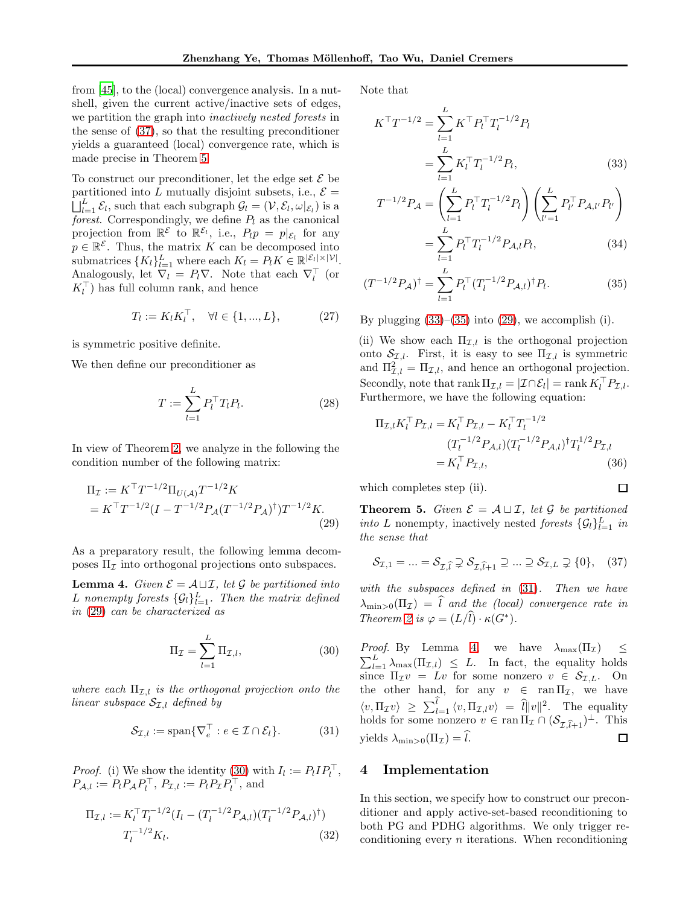from [45], to the (local) convergence analysis. In a nutshell, given the current active/inactive sets of edges, we partition the graph into *inactively nested forests* in the sense of (37), so that the resulting preconditioner yields a guaranteed (local) convergence rate, which is made precise in Theorem 5.

To construct our preconditioner, let the edge set $\mathcal{E}$ be partitioned into $L$ mutually disjoint subsets, i.e., $\mathcal{E} = \bigsqcup_{l=1}^{L} \mathcal{E}_l$, such that each subgraph $\mathcal{G}_l = (\mathcal{V}, \mathcal{E}_l, \omega|_{\mathcal{E}_l})$ is a *forest*. Correspondingly, we define $P_l$ as the canonical projection from $\mathbb{R}^{\mathcal{E}}$ to $\mathbb{R}^{\mathcal{E}_l}$, i.e., $P_l p = p|_{\mathcal{E}_l}$ for any $p \in \mathbb{R}^{\mathcal{E}}$. Thus, the matrix $K$ can be decomposed into submatrices $\{K_l\}_{l=1}^{L}$ where each $K_l = P_l K \in \mathbb{R}^{|\mathcal{E}_l| \times |\mathcal{V}|}$. Analogously, let $\nabla_l = P_l \nabla$. Note that each $\nabla_l^\top$ (or $K_l^\top$) has full column rank, and hence

$$T_l := K_l K_l^\top, \quad \forall l \in \{1, ..., L\}, \tag{27}$$

is symmetric positive definite.

We then define our preconditioner as

$$T := \sum_{l=1}^{L} P_l^\top T_l P_l. \tag{28}$$

In view of Theorem 2, we analyze in the following the condition number of the following matrix:

$$\begin{aligned}\Pi_{\mathcal{I}} &:= K^\top T^{-1/2} \Pi_{U(\mathcal{A})} T^{-1/2} K \\ &= K^\top T^{-1/2} (I - T^{-1/2} P_{\mathcal{A}} (T^{-1/2} P_{\mathcal{A}})^\dagger) T^{-1/2} K.\end{aligned} \tag{29}$$

As a preparatory result, the following lemma decomposes $\Pi_{\mathcal{I}}$ into orthogonal projections onto subspaces.

**Lemma 4.** *Given $\mathcal{E} = \mathcal{A} \sqcup \mathcal{I}$, let $\mathcal{G}$ be partitioned into $L$ nonempty forests $\{\mathcal{G}_l\}_{l=1}^{L}$. Then the matrix defined in (29) can be characterized as*

$$\Pi_{\mathcal{I}} = \sum_{l=1}^{L} \Pi_{\mathcal{I},l}, \tag{30}$$

*where each $\Pi_{\mathcal{I},l}$ is the orthogonal projection onto the linear subspace $\mathcal{S}_{\mathcal{I},l}$ defined by*

$$\mathcal{S}_{\mathcal{I},l} := \operatorname{span}\{\nabla_e^\top : e \in \mathcal{I} \cap \mathcal{E}_l\}. \tag{31}$$

*Proof.* (i) We show the identity (30) with $I_l := P_l I P_l^\top$, $P_{\mathcal{A},l} := P_l P_{\mathcal{A}} P_l^\top$, $P_{\mathcal{I},l} := P_l P_{\mathcal{I}} P_l^\top$, and

$$\begin{aligned}\Pi_{\mathcal{I},l} := K_l^\top T_l^{-1/2} (I_l - (T_l^{-1/2} P_{\mathcal{A},l})(T_l^{-1/2} P_{\mathcal{A},l})^\dagger) \\ T_l^{-1/2} K_l.\end{aligned} \tag{32}$$

Note that

$$\begin{aligned}K^\top T^{-1/2} &= \sum_{l=1}^{L} K^\top P_l^\top T_l^{-1/2} P_l \\ &= \sum_{l=1}^{L} K_l^\top T_l^{-1/2} P_l,\end{aligned} \tag{33}$$

$$\begin{aligned}T^{-1/2} P_{\mathcal{A}} &= \left(\sum_{l=1}^{L} P_l^\top T_l^{-1/2} P_l\right) \left(\sum_{l'=1}^{L} P_{l'}^\top P_{\mathcal{A},l'} P_{l'}\right) \\ &= \sum_{l=1}^{L} P_l^\top T_l^{-1/2} P_{\mathcal{A},l} P_l,\end{aligned} \tag{34}$$

$$(T^{-1/2} P_{\mathcal{A}})^\dagger = \sum_{l=1}^{L} P_l^\top (T_l^{-1/2} P_{\mathcal{A},l})^\dagger P_l. \tag{35}$$

By plugging (33)–(35) into (29), we accomplish (i).

(ii) We show each $\Pi_{\mathcal{I},l}$ is the orthogonal projection onto $\mathcal{S}_{\mathcal{I},l}$. First, it is easy to see $\Pi_{\mathcal{I},l}$ is symmetric and $\Pi_{\mathcal{I},l}^2 = \Pi_{\mathcal{I},l}$, and hence an orthogonal projection. Secondly, note that $\operatorname{rank} \Pi_{\mathcal{I},l} = |\mathcal{I} \cap \mathcal{E}_l| = \operatorname{rank} K_l^\top P_{\mathcal{I},l}$. Furthermore, we have the following equation:

$$\begin{aligned}\Pi_{\mathcal{I},l} K_l^\top P_{\mathcal{I},l} &= K_l^\top P_{\mathcal{I},l} - K_l^\top T_l^{-1/2} \\ &\quad (T_l^{-1/2} P_{\mathcal{A},l})(T_l^{-1/2} P_{\mathcal{A},l})^\dagger T_l^{1/2} P_{\mathcal{I},l} \\ &= K_l^\top P_{\mathcal{I},l},\end{aligned} \tag{36}$$

which completes step (ii). ∎

**Theorem 5.** *Given $\mathcal{E} = \mathcal{A} \sqcup \mathcal{I}$, let $\mathcal{G}$ be partitioned into $L$ nonempty, inactively nested forests $\{\mathcal{G}_l\}_{l=1}^{L}$ in the sense that*

$$\mathcal{S}_{\mathcal{I},1} = ... = \mathcal{S}_{\mathcal{I},\widehat{l}} \supsetneq \mathcal{S}_{\mathcal{I},\widehat{l}+1} \supseteq ... \supseteq \mathcal{S}_{\mathcal{I},L} \supsetneq \{0\}, \tag{37}$$

*with the subspaces defined in (31). Then we have $\lambda_{\min>0}(\Pi_{\mathcal{I}}) = \widehat{l}$ and the (local) convergence rate in Theorem 2 is $\varphi = (L/\widehat{l}) \cdot \kappa(G^*)$.*

*Proof.* By Lemma 4 we have $\lambda_{\max}(\Pi_{\mathcal{I}}) \leq \sum_{l=1}^{L} \lambda_{\max}(\Pi_{\mathcal{I},l}) \leq L$. In fact, the equality holds since $\Pi_{\mathcal{I}} v = Lv$ for some nonzero $v \in \mathcal{S}_{\mathcal{I},L}$. On the other hand, for any $v \in \operatorname{ran} \Pi_{\mathcal{I}}$, we have $\langle v, \Pi_{\mathcal{I}} v\rangle \geq \sum_{l=1}^{\widehat{l}} \langle v, \Pi_{\mathcal{I},l} v\rangle = \widehat{l} \|v\|^2$. The equality holds for some nonzero $v \in \operatorname{ran} \Pi_{\mathcal{I}} \cap (\mathcal{S}_{\mathcal{I},\widehat{l}+1})^\perp$. This yields $\lambda_{\min>0}(\Pi_{\mathcal{I}}) = \widehat{l}$. ∎

## 4 Implementation

In this section, we specify how to construct our preconditioner and apply active-set-based reconditioning to both PG and PDHG algorithms. We only trigger reconditioning every $n$ iterations. When reconditioning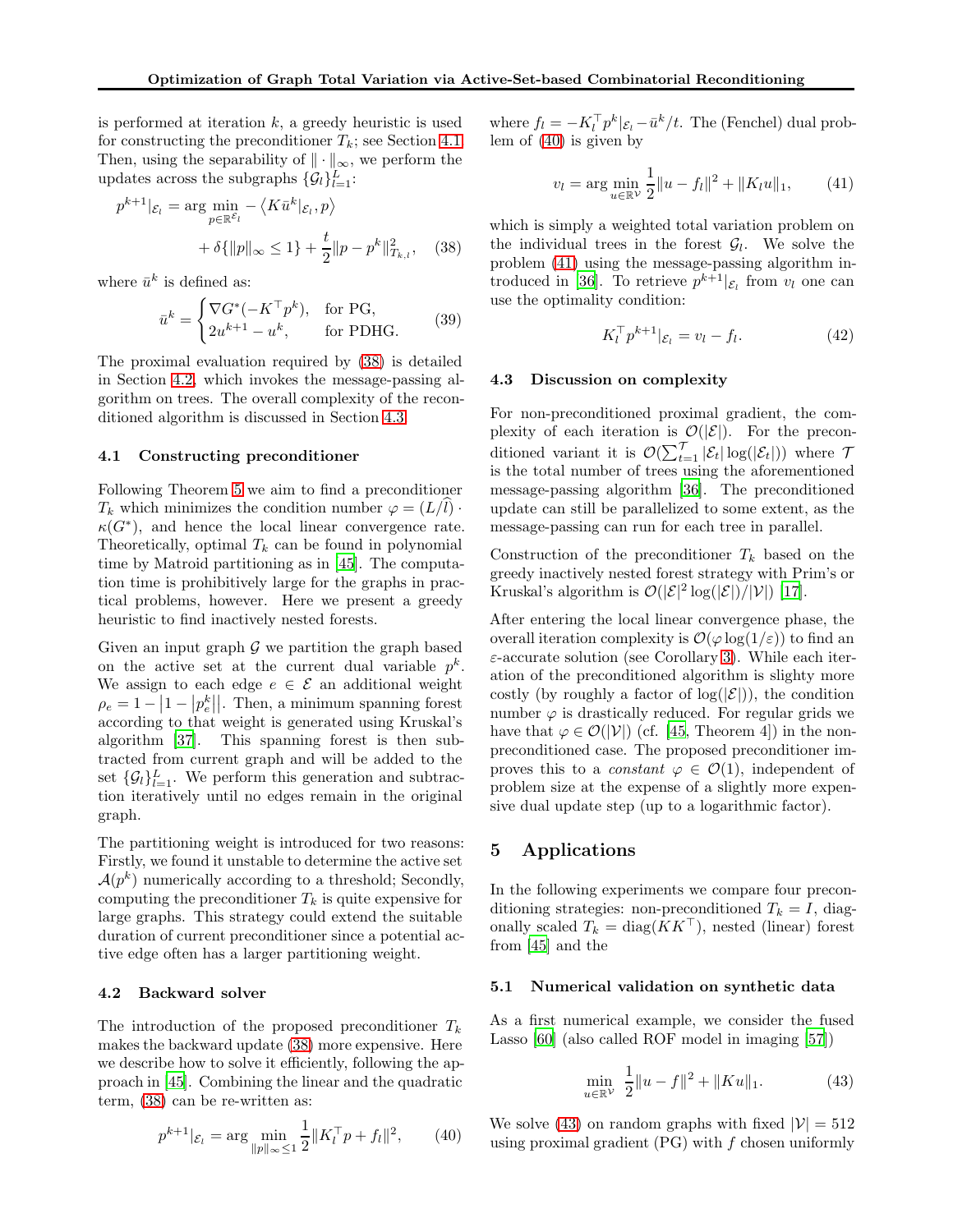is performed at iteration $k$, a greedy heuristic is used for constructing the preconditioner $T_k$; see Section 4.1. Then, using the separability of $\|\cdot\|_\infty$, we perform the updates across the subgraphs $\{\mathcal{G}_l\}_{l=1}^L$:

$$p^{k+1}|_{\mathcal{E}_l} = \arg\min_{p\in\mathbb{R}^{\mathcal{E}_l}} -\langle K\bar{u}^k|_{\mathcal{E}_l}, p\rangle + \delta\{\|p\|_\infty \leq 1\} + \frac{t}{2}\|p - p^k\|^2_{T_{k,l}}, \quad (38)$$

where $\bar{u}^k$ is defined as:

$$\bar{u}^k = \begin{cases} \nabla G^*(-K^\top p^k), & \text{for PG,} \\ 2u^{k+1} - u^k, & \text{for PDHG.} \end{cases} \quad (39)$$

The proximal evaluation required by (38) is detailed in Section 4.2, which invokes the message-passing algorithm on trees. The overall complexity of the reconditioned algorithm is discussed in Section 4.3.

### 4.1 Constructing preconditioner

Following Theorem 5 we aim to find a preconditioner $T_k$ which minimizes the condition number $\varphi = (L/\widehat{l}) \cdot \kappa(G^*)$, and hence the local linear convergence rate. Theoretically, optimal $T_k$ can be found in polynomial time by Matroid partitioning as in [45]. The computation time is prohibitively large for the graphs in practical problems, however. Here we present a greedy heuristic to find inactively nested forests.

Given an input graph $\mathcal{G}$ we partition the graph based on the active set at the current dual variable $p^k$. We assign to each edge $e \in \mathcal{E}$ an additional weight $\rho_e = 1 - \left|1 - \left|p_e^k\right|\right|$. Then, a minimum spanning forest according to that weight is generated using Kruskal's algorithm [37]. This spanning forest is then subtracted from current graph and will be added to the set $\{\mathcal{G}_l\}_{l=1}^L$. We perform this generation and subtraction iteratively until no edges remain in the original graph.

The partitioning weight is introduced for two reasons: Firstly, we found it unstable to determine the active set $\mathcal{A}(p^k)$ numerically according to a threshold; Secondly, computing the preconditioner $T_k$ is quite expensive for large graphs. This strategy could extend the suitable duration of current preconditioner since a potential active edge often has a larger partitioning weight.

### 4.2 Backward solver

The introduction of the proposed preconditioner $T_k$ makes the backward update (38) more expensive. Here we describe how to solve it efficiently, following the approach in [45]. Combining the linear and the quadratic term, (38) can be re-written as:

$$p^{k+1}|_{\mathcal{E}_l} = \arg\min_{\|p\|_\infty \leq 1} \frac{1}{2}\|K_l^\top p + f_l\|^2, \quad (40)$$

where $f_l = -K_l^\top p^k|_{\mathcal{E}_l} - \bar{u}^k/t$. The (Fenchel) dual problem of (40) is given by

$$v_l = \arg\min_{u\in\mathbb{R}^{\mathcal{V}}} \frac{1}{2}\|u - f_l\|^2 + \|K_l u\|_1, \quad (41)$$

which is simply a weighted total variation problem on the individual trees in the forest $\mathcal{G}_l$. We solve the problem (41) using the message-passing algorithm introduced in [36]. To retrieve $p^{k+1}|_{\mathcal{E}_l}$ from $v_l$ one can use the optimality condition:

$$K_l^\top p^{k+1}|_{\mathcal{E}_l} = v_l - f_l. \quad (42)$$

### 4.3 Discussion on complexity

For non-preconditioned proximal gradient, the complexity of each iteration is $\mathcal{O}(|\mathcal{E}|)$. For the preconditioned variant it is $\mathcal{O}(\sum_{t=1}^{\mathcal{T}} |\mathcal{E}_t| \log(|\mathcal{E}_t|))$ where $\mathcal{T}$ is the total number of trees using the aforementioned message-passing algorithm [36]. The preconditioned update can still be parallelized to some extent, as the message-passing can run for each tree in parallel.

Construction of the preconditioner $T_k$ based on the greedy inactively nested forest strategy with Prim's or Kruskal's algorithm is $\mathcal{O}(|\mathcal{E}|^2 \log(|\mathcal{E}|)/|\mathcal{V}|)$ [17].

After entering the local linear convergence phase, the overall iteration complexity is $\mathcal{O}(\varphi \log(1/\varepsilon))$ to find an $\varepsilon$-accurate solution (see Corollary 3). While each iteration of the preconditioned algorithm is slighty more costly (by roughly a factor of $\log(|\mathcal{E}|)$), the condition number $\varphi$ is drastically reduced. For regular grids we have that $\varphi \in \mathcal{O}(|\mathcal{V}|)$ (cf. [45, Theorem 4]) in the non-preconditioned case. The proposed preconditioner improves this to a *constant* $\varphi \in \mathcal{O}(1)$, independent of problem size at the expense of a slightly more expensive dual update step (up to a logarithmic factor).

## 5 Applications

In the following experiments we compare four preconditioning strategies: non-preconditioned $T_k = I$, diagonally scaled $T_k = \text{diag}(KK^\top)$, nested (linear) forest from [45] and the

### 5.1 Numerical validation on synthetic data

As a first numerical example, we consider the fused Lasso [60] (also called ROF model in imaging [57])

$$\min_{u\in\mathbb{R}^{\mathcal{V}}} \frac{1}{2}\|u - f\|^2 + \|Ku\|_1. \quad (43)$$

We solve (43) on random graphs with fixed $|\mathcal{V}| = 512$ using proximal gradient (PG) with $f$ chosen uniformly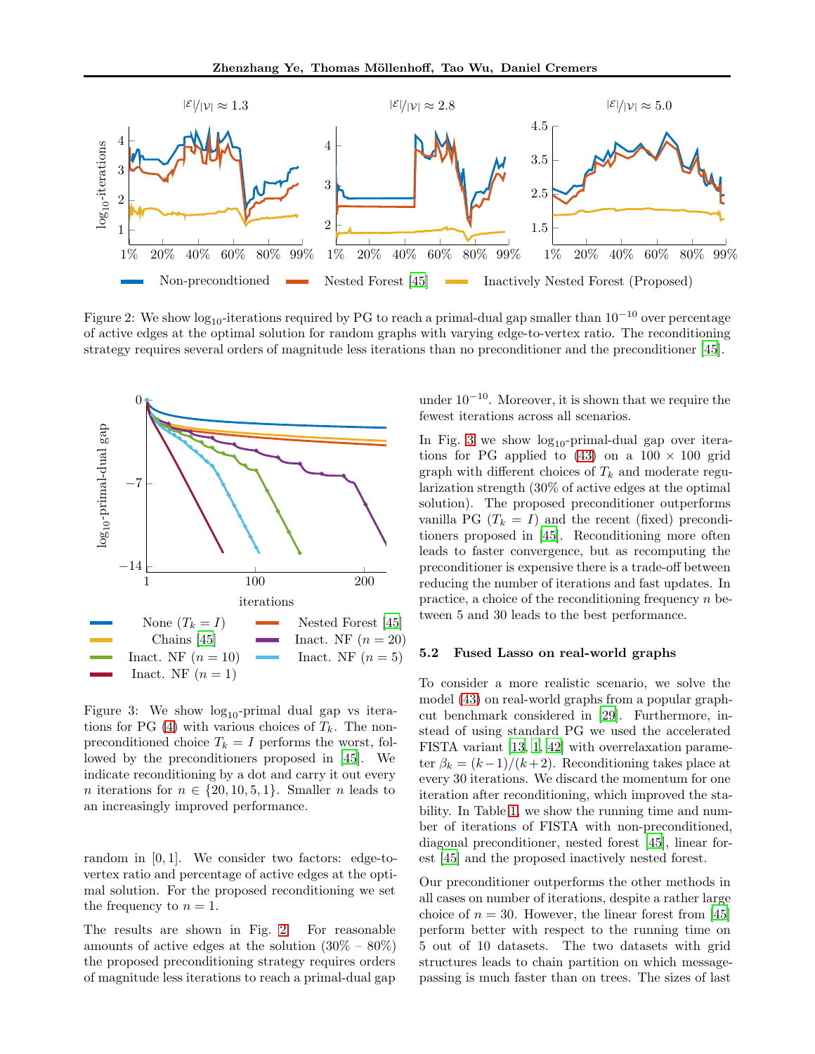Figure 2: We show $\log_{10}$-iterations required by PG to reach a primal-dual gap smaller than $10^{-10}$ over percentage of active edges at the optimal solution for random graphs with varying edge-to-vertex ratio. The reconditioning strategy requires several orders of magnitude less iterations than no preconditioner and the preconditioner [45].

Figure 3: We show $\log_{10}$-primal dual gap vs iterations for PG (4) with various choices of $T_k$. The non-preconditioned choice $T_k = I$ performs the worst, followed by the preconditioners proposed in [45]. We indicate reconditioning by a dot and carry it out every $n$ iterations for $n \in \{20, 10, 5, 1\}$. Smaller $n$ leads to an increasingly improved performance.

random in $[0, 1]$. We consider two factors: edge-to-vertex ratio and percentage of active edges at the optimal solution. For the proposed reconditioning we set the frequency to $n = 1$.

The results are shown in Fig. 2. For reasonable amounts of active edges at the solution (30% – 80%) the proposed preconditioning strategy requires orders of magnitude less iterations to reach a primal-dual gap under $10^{-10}$. Moreover, it is shown that we require the fewest iterations across all scenarios.

In Fig. 3 we show $\log_{10}$-primal-dual gap over iterations for PG applied to (43) on a $100 \times 100$ grid graph with different choices of $T_k$ and moderate regularization strength (30% of active edges at the optimal solution). The proposed preconditioner outperforms vanilla PG ($T_k = I$) and the recent (fixed) preconditioners proposed in [45]. Reconditioning more often leads to faster convergence, but as recomputing the preconditioner is expensive there is a trade-off between reducing the number of iterations and fast updates. In practice, a choice of the reconditioning frequency $n$ between 5 and 30 leads to the best performance.

### 5.2 Fused Lasso on real-world graphs

To consider a more realistic scenario, we solve the model (43) on real-world graphs from a popular graph-cut benchmark considered in [29]. Furthermore, instead of using standard PG we used the accelerated FISTA variant [13, 1, 42] with overrelaxation parameter $\beta_k = (k-1)/(k+2)$. Reconditioning takes place at every 30 iterations. We discard the momentum for one iteration after reconditioning, which improved the stability. In Table 1, we show the running time and number of iterations of FISTA with non-preconditioned, diagonal preconditioner, nested forest [45], linear forest [45] and the proposed inactively nested forest.

Our preconditioner outperforms the other methods in all cases on number of iterations, despite a rather large choice of $n = 30$. However, the linear forest from [45] perform better with respect to the running time on 5 out of 10 datasets. The two datasets with grid structures leads to chain partition on which message-passing is much faster than on trees. The sizes of last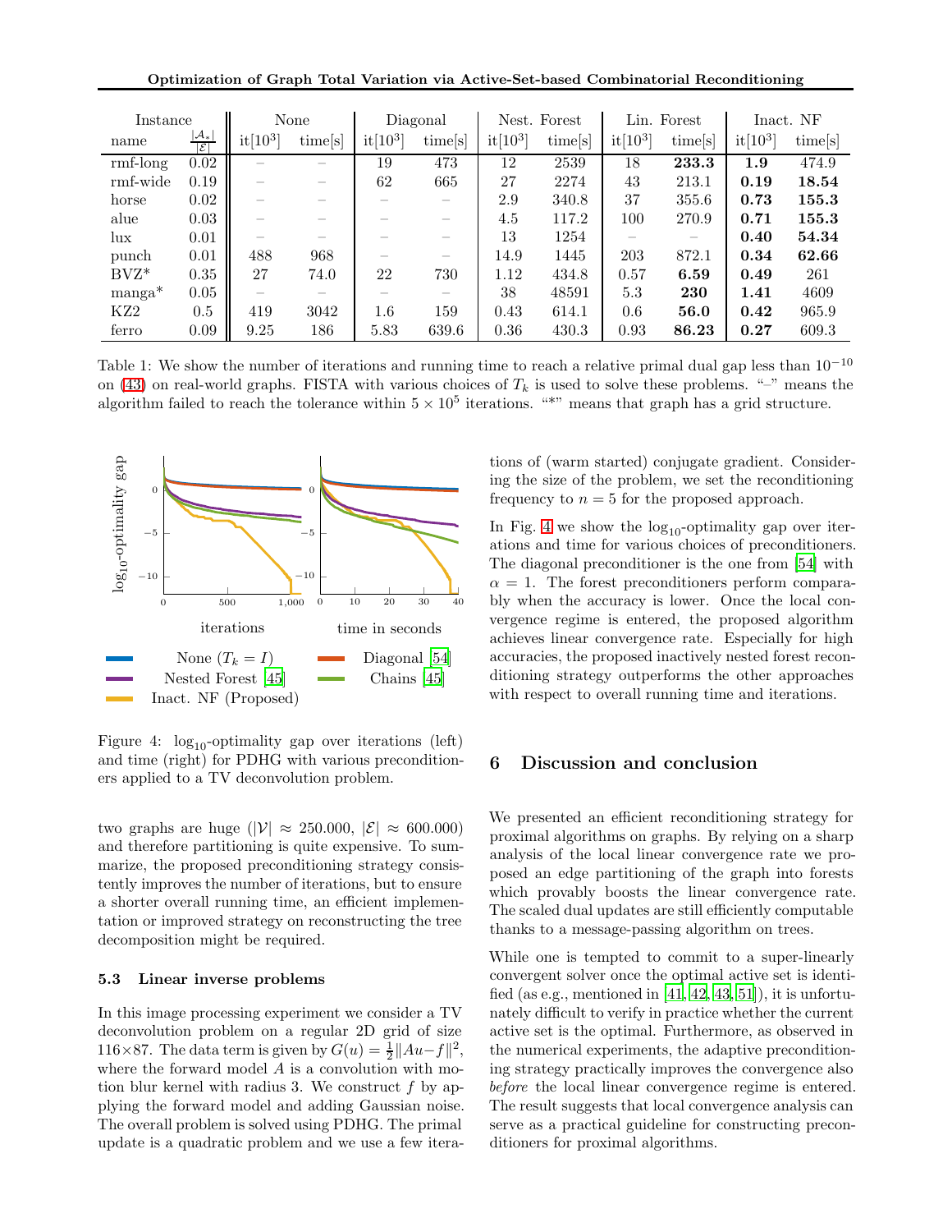| Instance | | None | | Diagonal | | Nest. Forest | | Lin. Forest | | Inact. NF | |
|---|---|---|---|---|---|---|---|---|---|---|---|
| name | $\frac{\lvert\mathcal{A}_*\rvert}{\lvert\mathcal{E}\rvert}$ | it[$10^3$] | time[s] | it[$10^3$] | time[s] | it[$10^3$] | time[s] | it[$10^3$] | time[s] | it[$10^3$] | time[s] |
| rmf-long | 0.02 | – | – | 19 | 473 | 12 | 2539 | 18 | **233.3** | **1.9** | 474.9 |
| rmf-wide | 0.19 | – | – | 62 | 665 | 27 | 2274 | 43 | 213.1 | **0.19** | **18.54** |
| horse | 0.02 | – | – | – | – | 2.9 | 340.8 | 37 | 355.6 | **0.73** | **155.3** |
| alue | 0.03 | – | – | – | – | 4.5 | 117.2 | 100 | 270.9 | **0.71** | **155.3** |
| lux | 0.01 | – | – | – | – | 13 | 1254 | – | – | **0.40** | **54.34** |
| punch | 0.01 | 488 | 968 | – | – | 14.9 | 1445 | 203 | 872.1 | **0.34** | **62.66** |
| BVZ* | 0.35 | 27 | 74.0 | 22 | 730 | 1.12 | 434.8 | 0.57 | **6.59** | **0.49** | 261 |
| manga* | 0.05 | – | – | – | – | 38 | 48591 | 5.3 | **230** | **1.41** | 4609 |
| KZ2 | 0.5 | 419 | 3042 | 1.6 | 159 | 0.43 | 614.1 | 0.6 | **56.0** | **0.42** | 965.9 |
| ferro | 0.09 | 9.25 | 186 | 5.83 | 639.6 | 0.36 | 430.3 | 0.93 | **86.23** | **0.27** | 609.3 |

Table 1: We show the number of iterations and running time to reach a relative primal dual gap less than $10^{-10}$ on (43) on real-world graphs. FISTA with various choices of $T_k$ is used to solve these problems. "–" means the algorithm failed to reach the tolerance within $5 \times 10^5$ iterations. "*" means that graph has a grid structure.

Figure 4: $\log_{10}$-optimality gap over iterations (left) and time (right) for PDHG with various preconditioners applied to a TV deconvolution problem.

two graphs are huge ($|\mathcal{V}| \approx 250.000$, $|\mathcal{E}| \approx 600.000$) and therefore partitioning is quite expensive. To summarize, the proposed preconditioning strategy consistently improves the number of iterations, but to ensure a shorter overall running time, an efficient implementation or improved strategy on reconstructing the tree decomposition might be required.

### 5.3 Linear inverse problems

In this image processing experiment we consider a TV deconvolution problem on a regular 2D grid of size $116 \times 87$. The data term is given by $G(u) = \frac{1}{2}\|Au - f\|^2$, where the forward model $A$ is a convolution with motion blur kernel with radius 3. We construct $f$ by applying the forward model and adding Gaussian noise. The overall problem is solved using PDHG. The primal update is a quadratic problem and we use a few iterations of (warm started) conjugate gradient. Considering the size of the problem, we set the reconditioning frequency to $n = 5$ for the proposed approach.

In Fig. 4 we show the $\log_{10}$-optimality gap over iterations and time for various choices of preconditioners. The diagonal preconditioner is the one from [54] with $\alpha = 1$. The forest preconditioners perform comparably when the accuracy is lower. Once the local convergence regime is entered, the proposed algorithm achieves linear convergence rate. Especially for high accuracies, the proposed inactively nested forest reconditioning strategy outperforms the other approaches with respect to overall running time and iterations.

## 6 Discussion and conclusion

We presented an efficient reconditioning strategy for proximal algorithms on graphs. By relying on a sharp analysis of the local linear convergence rate we proposed an edge partitioning of the graph into forests which provably boosts the linear convergence rate. The scaled dual updates are still efficiently computable thanks to a message-passing algorithm on trees.

While one is tempted to commit to a super-linearly convergent solver once the optimal active set is identified (as e.g., mentioned in [41, 42, 43, 51]), it is unfortunately difficult to verify in practice whether the current active set is the optimal. Furthermore, as observed in the numerical experiments, the adaptive preconditioning strategy practically improves the convergence also *before* the local linear convergence regime is entered. The result suggests that local convergence analysis can serve as a practical guideline for constructing preconditioners for proximal algorithms.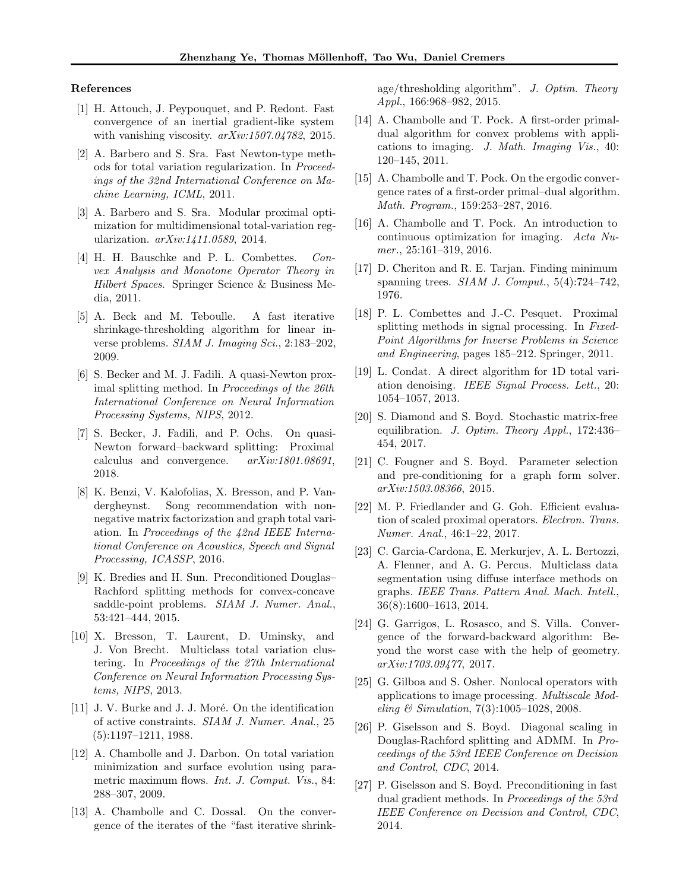## References

[1] H. Attouch, J. Peypouquet, and P. Redont. Fast convergence of an inertial gradient-like system with vanishing viscosity. *arXiv:1507.04782*, 2015.

[2] A. Barbero and S. Sra. Fast Newton-type methods for total variation regularization. In *Proceedings of the 32nd International Conference on Machine Learning, ICML*, 2011.

[3] A. Barbero and S. Sra. Modular proximal optimization for multidimensional total-variation regularization. *arXiv:1411.0589*, 2014.

[4] H. H. Bauschke and P. L. Combettes. *Convex Analysis and Monotone Operator Theory in Hilbert Spaces.* Springer Science & Business Media, 2011.

[5] A. Beck and M. Teboulle. A fast iterative shrinkage-thresholding algorithm for linear inverse problems. *SIAM J. Imaging Sci.*, 2:183–202, 2009.

[6] S. Becker and M. J. Fadili. A quasi-Newton proximal splitting method. In *Proceedings of the 26th International Conference on Neural Information Processing Systems, NIPS*, 2012.

[7] S. Becker, J. Fadili, and P. Ochs. On quasi-Newton forward–backward splitting: Proximal calculus and convergence. *arXiv:1801.08691*, 2018.

[8] K. Benzi, V. Kalofolias, X. Bresson, and P. Vandergheynst. Song recommendation with nonnegative matrix factorization and graph total variation. In *Proceedings of the 42nd IEEE International Conference on Acoustics, Speech and Signal Processing, ICASSP*, 2016.

[9] K. Bredies and H. Sun. Preconditioned Douglas–Rachford splitting methods for convex-concave saddle-point problems. *SIAM J. Numer. Anal.*, 53:421–444, 2015.

[10] X. Bresson, T. Laurent, D. Uminsky, and J. Von Brecht. Multiclass total variation clustering. In *Proceedings of the 27th International Conference on Neural Information Processing Systems, NIPS*, 2013.

[11] J. V. Burke and J. J. Moré. On the identification of active constraints. *SIAM J. Numer. Anal.*, 25 (5):1197–1211, 1988.

[12] A. Chambolle and J. Darbon. On total variation minimization and surface evolution using parametric maximum flows. *Int. J. Comput. Vis.*, 84: 288–307, 2009.

[13] A. Chambolle and C. Dossal. On the convergence of the iterates of the "fast iterative shrinkage/thresholding algorithm". *J. Optim. Theory Appl.*, 166:968–982, 2015.

[14] A. Chambolle and T. Pock. A first-order primal-dual algorithm for convex problems with applications to imaging. *J. Math. Imaging Vis.*, 40: 120–145, 2011.

[15] A. Chambolle and T. Pock. On the ergodic convergence rates of a first-order primal–dual algorithm. *Math. Program.*, 159:253–287, 2016.

[16] A. Chambolle and T. Pock. An introduction to continuous optimization for imaging. *Acta Numer.*, 25:161–319, 2016.

[17] D. Cheriton and R. E. Tarjan. Finding minimum spanning trees. *SIAM J. Comput.*, 5(4):724–742, 1976.

[18] P. L. Combettes and J.-C. Pesquet. Proximal splitting methods in signal processing. In *Fixed-Point Algorithms for Inverse Problems in Science and Engineering*, pages 185–212. Springer, 2011.

[19] L. Condat. A direct algorithm for 1D total variation denoising. *IEEE Signal Process. Lett.*, 20: 1054–1057, 2013.

[20] S. Diamond and S. Boyd. Stochastic matrix-free equilibration. *J. Optim. Theory Appl.*, 172:436–454, 2017.

[21] C. Fougner and S. Boyd. Parameter selection and pre-conditioning for a graph form solver. *arXiv:1503.08366*, 2015.

[22] M. P. Friedlander and G. Goh. Efficient evaluation of scaled proximal operators. *Electron. Trans. Numer. Anal.*, 46:1–22, 2017.

[23] C. Garcia-Cardona, E. Merkurjev, A. L. Bertozzi, A. Flenner, and A. G. Percus. Multiclass data segmentation using diffuse interface methods on graphs. *IEEE Trans. Pattern Anal. Mach. Intell.*, 36(8):1600–1613, 2014.

[24] G. Garrigos, L. Rosasco, and S. Villa. Convergence of the forward-backward algorithm: Beyond the worst case with the help of geometry. *arXiv:1703.09477*, 2017.

[25] G. Gilboa and S. Osher. Nonlocal operators with applications to image processing. *Multiscale Modeling & Simulation*, 7(3):1005–1028, 2008.

[26] P. Giselsson and S. Boyd. Diagonal scaling in Douglas-Rachford splitting and ADMM. In *Proceedings of the 53rd IEEE Conference on Decision and Control, CDC*, 2014.

[27] P. Giselsson and S. Boyd. Preconditioning in fast dual gradient methods. In *Proceedings of the 53rd IEEE Conference on Decision and Control, CDC*, 2014.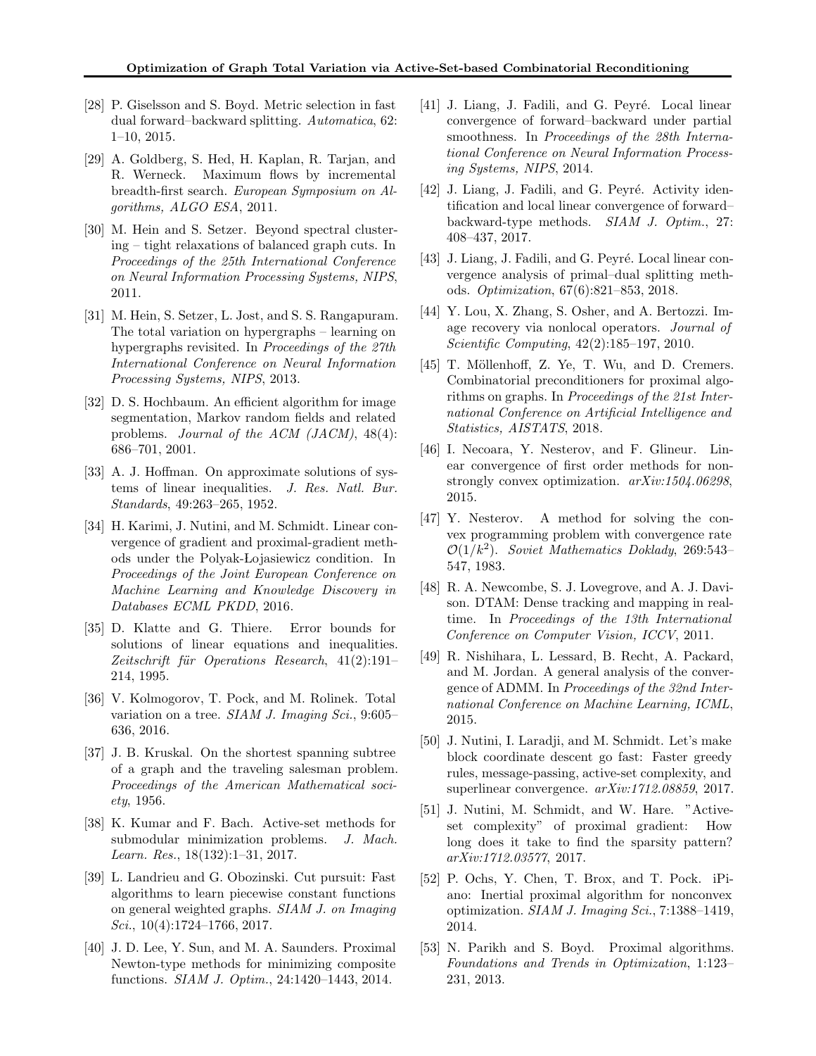[28] P. Giselsson and S. Boyd. Metric selection in fast dual forward–backward splitting. *Automatica*, 62: 1–10, 2015.

[29] A. Goldberg, S. Hed, H. Kaplan, R. Tarjan, and R. Werneck. Maximum flows by incremental breadth-first search. *European Symposium on Algorithms, ALGO ESA*, 2011.

[30] M. Hein and S. Setzer. Beyond spectral clustering – tight relaxations of balanced graph cuts. In *Proceedings of the 25th International Conference on Neural Information Processing Systems, NIPS*, 2011.

[31] M. Hein, S. Setzer, L. Jost, and S. S. Rangapuram. The total variation on hypergraphs – learning on hypergraphs revisited. In *Proceedings of the 27th International Conference on Neural Information Processing Systems, NIPS*, 2013.

[32] D. S. Hochbaum. An efficient algorithm for image segmentation, Markov random fields and related problems. *Journal of the ACM (JACM)*, 48(4): 686–701, 2001.

[33] A. J. Hoffman. On approximate solutions of systems of linear inequalities. *J. Res. Natl. Bur. Standards*, 49:263–265, 1952.

[34] H. Karimi, J. Nutini, and M. Schmidt. Linear convergence of gradient and proximal-gradient methods under the Polyak-Łojasiewicz condition. In *Proceedings of the Joint European Conference on Machine Learning and Knowledge Discovery in Databases ECML PKDD*, 2016.

[35] D. Klatte and G. Thiere. Error bounds for solutions of linear equations and inequalities. *Zeitschrift für Operations Research*, 41(2):191–214, 1995.

[36] V. Kolmogorov, T. Pock, and M. Rolinek. Total variation on a tree. *SIAM J. Imaging Sci.*, 9:605–636, 2016.

[37] J. B. Kruskal. On the shortest spanning subtree of a graph and the traveling salesman problem. *Proceedings of the American Mathematical society*, 1956.

[38] K. Kumar and F. Bach. Active-set methods for submodular minimization problems. *J. Mach. Learn. Res.*, 18(132):1–31, 2017.

[39] L. Landrieu and G. Obozinski. Cut pursuit: Fast algorithms to learn piecewise constant functions on general weighted graphs. *SIAM J. on Imaging Sci.*, 10(4):1724–1766, 2017.

[40] J. D. Lee, Y. Sun, and M. A. Saunders. Proximal Newton-type methods for minimizing composite functions. *SIAM J. Optim.*, 24:1420–1443, 2014.

[41] J. Liang, J. Fadili, and G. Peyré. Local linear convergence of forward–backward under partial smoothness. In *Proceedings of the 28th International Conference on Neural Information Processing Systems, NIPS*, 2014.

[42] J. Liang, J. Fadili, and G. Peyré. Activity identification and local linear convergence of forward–backward-type methods. *SIAM J. Optim.*, 27: 408–437, 2017.

[43] J. Liang, J. Fadili, and G. Peyré. Local linear convergence analysis of primal–dual splitting methods. *Optimization*, 67(6):821–853, 2018.

[44] Y. Lou, X. Zhang, S. Osher, and A. Bertozzi. Image recovery via nonlocal operators. *Journal of Scientific Computing*, 42(2):185–197, 2010.

[45] T. Möllenhoff, Z. Ye, T. Wu, and D. Cremers. Combinatorial preconditioners for proximal algorithms on graphs. In *Proceedings of the 21st International Conference on Artificial Intelligence and Statistics, AISTATS*, 2018.

[46] I. Necoara, Y. Nesterov, and F. Glineur. Linear convergence of first order methods for non-strongly convex optimization. *arXiv:1504.06298*, 2015.

[47] Y. Nesterov. A method for solving the convex programming problem with convergence rate $\mathcal{O}(1/k^2)$. *Soviet Mathematics Doklady*, 269:543–547, 1983.

[48] R. A. Newcombe, S. J. Lovegrove, and A. J. Davison. DTAM: Dense tracking and mapping in real-time. In *Proceedings of the 13th International Conference on Computer Vision, ICCV*, 2011.

[49] R. Nishihara, L. Lessard, B. Recht, A. Packard, and M. Jordan. A general analysis of the convergence of ADMM. In *Proceedings of the 32nd International Conference on Machine Learning, ICML*, 2015.

[50] J. Nutini, I. Laradji, and M. Schmidt. Let's make block coordinate descent go fast: Faster greedy rules, message-passing, active-set complexity, and superlinear convergence. *arXiv:1712.08859*, 2017.

[51] J. Nutini, M. Schmidt, and W. Hare. "Active-set complexity" of proximal gradient: How long does it take to find the sparsity pattern? *arXiv:1712.03577*, 2017.

[52] P. Ochs, Y. Chen, T. Brox, and T. Pock. iPiano: Inertial proximal algorithm for nonconvex optimization. *SIAM J. Imaging Sci.*, 7:1388–1419, 2014.

[53] N. Parikh and S. Boyd. Proximal algorithms. *Foundations and Trends in Optimization*, 1:123–231, 2013.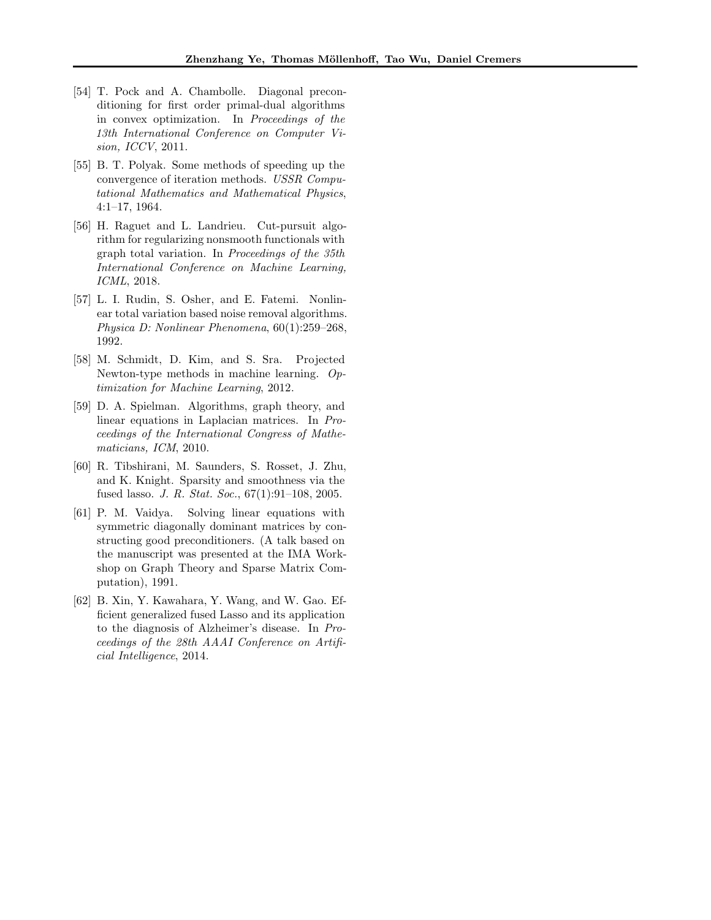[54] T. Pock and A. Chambolle. Diagonal preconditioning for first order primal-dual algorithms in convex optimization. In *Proceedings of the 13th International Conference on Computer Vision, ICCV*, 2011.

[55] B. T. Polyak. Some methods of speeding up the convergence of iteration methods. *USSR Computational Mathematics and Mathematical Physics*, 4:1–17, 1964.

[56] H. Raguet and L. Landrieu. Cut-pursuit algorithm for regularizing nonsmooth functionals with graph total variation. In *Proceedings of the 35th International Conference on Machine Learning, ICML*, 2018.

[57] L. I. Rudin, S. Osher, and E. Fatemi. Nonlinear total variation based noise removal algorithms. *Physica D: Nonlinear Phenomena*, 60(1):259–268, 1992.

[58] M. Schmidt, D. Kim, and S. Sra. Projected Newton-type methods in machine learning. *Optimization for Machine Learning*, 2012.

[59] D. A. Spielman. Algorithms, graph theory, and linear equations in Laplacian matrices. In *Proceedings of the International Congress of Mathematicians, ICM*, 2010.

[60] R. Tibshirani, M. Saunders, S. Rosset, J. Zhu, and K. Knight. Sparsity and smoothness via the fused lasso. *J. R. Stat. Soc.*, 67(1):91–108, 2005.

[61] P. M. Vaidya. Solving linear equations with symmetric diagonally dominant matrices by constructing good preconditioners. (A talk based on the manuscript was presented at the IMA Workshop on Graph Theory and Sparse Matrix Computation), 1991.

[62] B. Xin, Y. Kawahara, Y. Wang, and W. Gao. Efficient generalized fused Lasso and its application to the diagnosis of Alzheimer's disease. In *Proceedings of the 28th AAAI Conference on Artificial Intelligence*, 2014.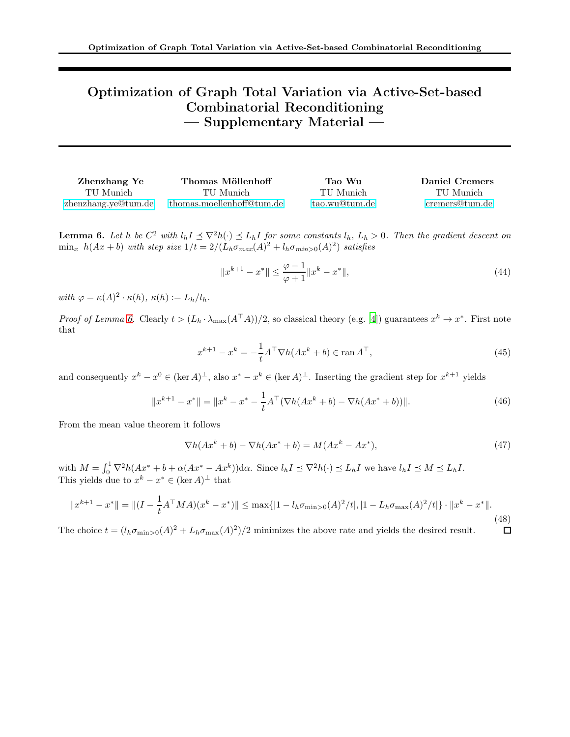# Optimization of Graph Total Variation via Active-Set-based Combinatorial Reconditioning — Supplementary Material —

| Zhenzhang Ye | Thomas Möllenhoff | Tao Wu | Daniel Cremers |
|---|---|---|---|
| TU Munich | TU Munich | TU Munich | TU Munich |
| zhenzhang.ye@tum.de | thomas.moellenhoff@tum.de | tao.wu@tum.de | cremers@tum.de |

**Lemma 6.** *Let $h$ be $C^2$ with $l_h I \preceq \nabla^2 h(\cdot) \preceq L_h I$ for some constants $l_h$, $L_h > 0$. Then the gradient descent on $\min_x\ h(Ax + b)$ with step size $1/t = 2/(L_h \sigma_{max}(A)^2 + l_h \sigma_{min>0}(A)^2)$ satisfies*

$$\|x^{k+1} - x^*\| \leq \frac{\varphi - 1}{\varphi + 1}\|x^k - x^*\|, \tag{44}$$

*with $\varphi = \kappa(A)^2 \cdot \kappa(h)$, $\kappa(h) := L_h/l_h$.*

*Proof of Lemma 6.* Clearly $t > (L_h \cdot \lambda_{\max}(A^\top A))/2$, so classical theory (e.g. [4]) guarantees $x^k \to x^*$. First note that

$$x^{k+1} - x^k = -\frac{1}{t}A^\top \nabla h(Ax^k + b) \in \operatorname{ran} A^\top, \tag{45}$$

and consequently $x^k - x^0 \in (\ker A)^\perp$, also $x^* - x^k \in (\ker A)^\perp$. Inserting the gradient step for $x^{k+1}$ yields

$$\|x^{k+1} - x^*\| = \|x^k - x^* - \frac{1}{t}A^\top(\nabla h(Ax^k + b) - \nabla h(Ax^* + b))\|. \tag{46}$$

From the mean value theorem it follows

$$\nabla h(Ax^k + b) - \nabla h(Ax^* + b) = M(Ax^k - Ax^*), \tag{47}$$

with $M = \int_0^1 \nabla^2 h(Ax^* + b + \alpha(Ax^* - Ax^k))\mathrm{d}\alpha$. Since $l_h I \preceq \nabla^2 h(\cdot) \preceq L_h I$ we have $l_h I \preceq M \preceq L_h I$. This yields due to $x^k - x^* \in (\ker A)^\perp$ that

$$\|x^{k+1} - x^*\| = \|(I - \frac{1}{t}A^\top M A)(x^k - x^*)\| \leq \max\{|1 - l_h \sigma_{\min>0}(A)^2/t|, |1 - L_h \sigma_{\max}(A)^2/t|\} \cdot \|x^k - x^*\|. \tag{48}$$

The choice $t = (l_h \sigma_{\min>0}(A)^2 + L_h \sigma_{\max}(A)^2)/2$ minimizes the above rate and yields the desired result. □